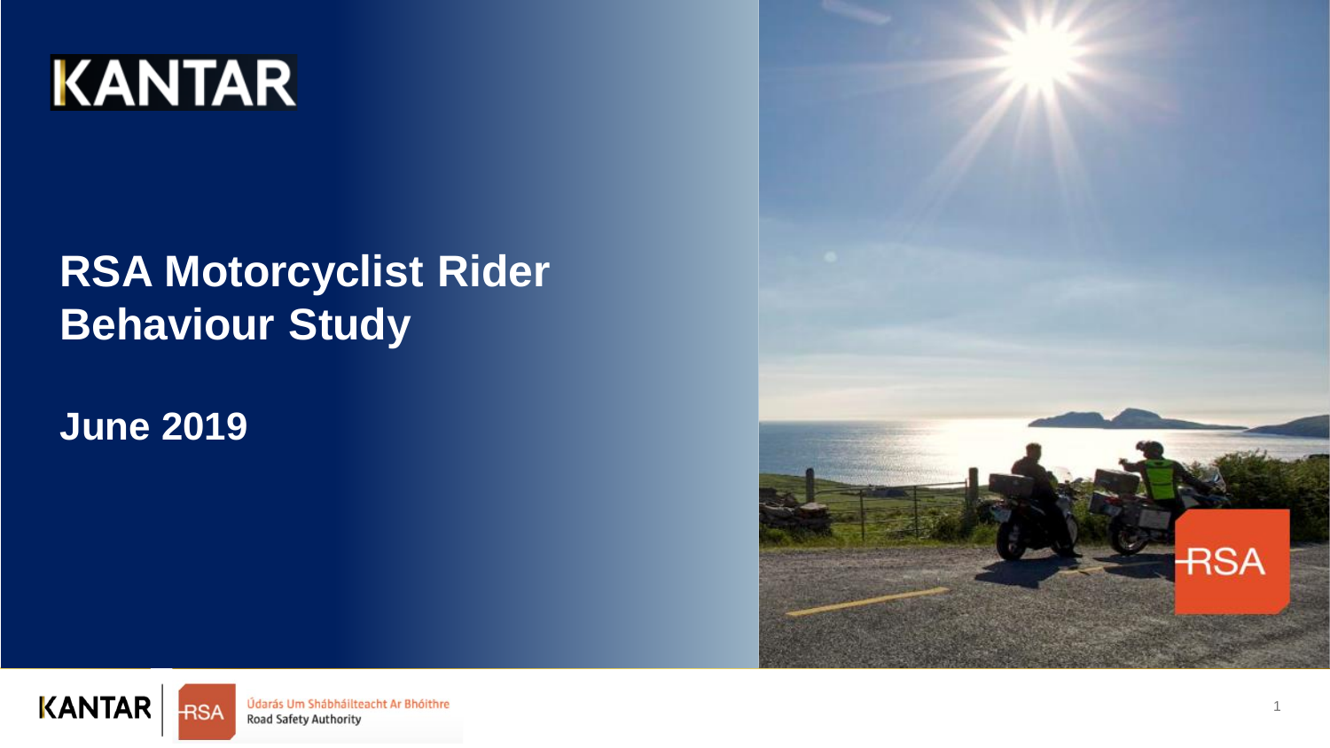KANTAR

# RSA Motorcyclist Rider Behaviour Study

## June 2019

KANTAR | RSA Údarás Um Shábháilteacht Ar Bhóithre Road Safety Authority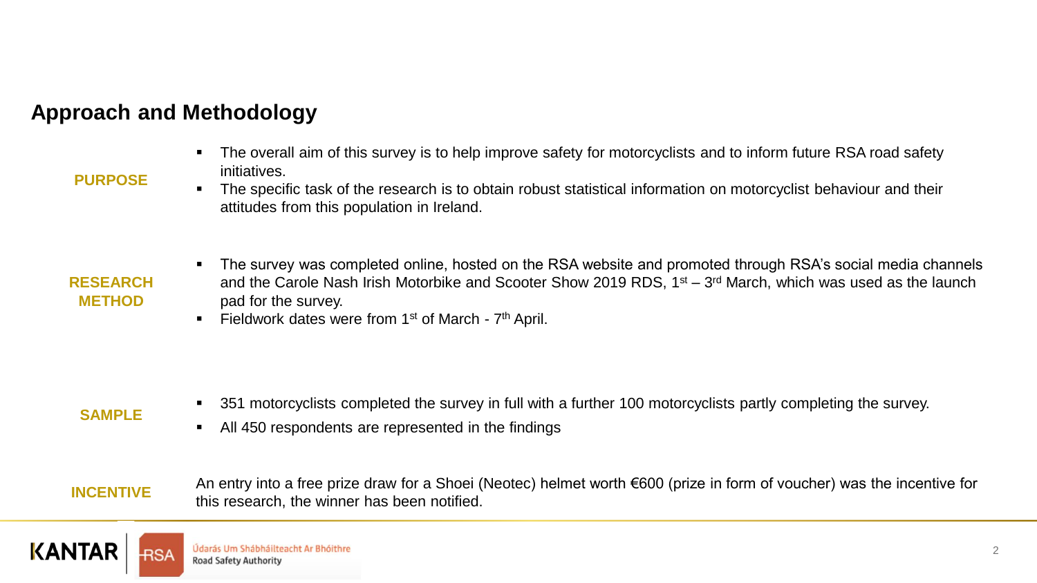## Approach and Methodology

**PURPOSE**

- The overall aim of this survey is to help improve safety for motorcyclists and to inform future RSA road safety initiatives.
- The specific task of the research is to obtain robust statistical information on motorcyclist behaviour and their attitudes from this population in Ireland.

**RESEARCH METHOD**

- The survey was completed online, hosted on the RSA website and promoted through RSA's social media channels and the Carole Nash Irish Motorbike and Scooter Show 2019 RDS, 1st – 3rd March, which was used as the launch pad for the survey.
- Fieldwork dates were from 1st of March - 7th April.

**SAMPLE**

- 351 motorcyclists completed the survey in full with a further 100 motorcyclists partly completing the survey.
- All 450 respondents are represented in the findings

**INCENTIVE**

An entry into a free prize draw for a Shoei (Neotec) helmet worth €600 (prize in form of voucher) was the incentive for this research, the winner has been notified.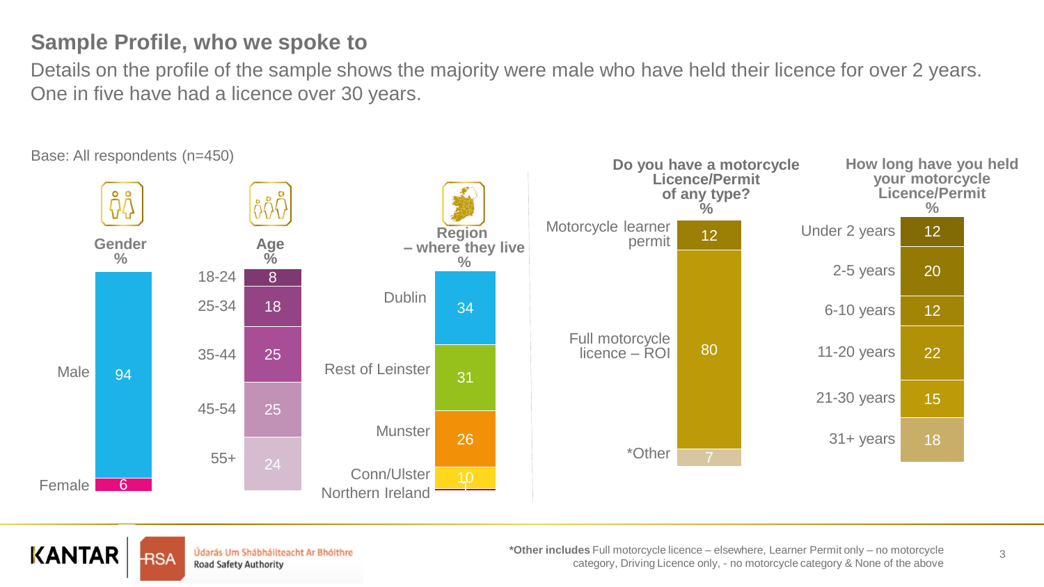## Sample Profile, who we spoke to

Details on the profile of the sample shows the majority were male who have held their licence for over 2 years. One in five have had a licence over 30 years.

Base: All respondents (n=450)

**Gender %**

| Gender | % |
|---|---|
| Male | 94 |
| Female | 6 |

**Age %**

| Age | % |
|---|---|
| 18-24 | 8 |
| 25-34 | 18 |
| 35-44 | 25 |
| 45-54 | 25 |
| 55+ | 24 |

**Region – where they live %**

| Region | % |
|---|---|
| Dublin | 34 |
| Rest of Leinster | 31 |
| Munster | 26 |
| Conn/Ulster | 10 |
| Northern Ireland | 1 |

**Do you have a motorcycle Licence/Permit of any type? %**

| | % |
|---|---|
| Motorcycle learner permit | 12 |
| Full motorcycle licence – ROI | 80 |
| *Other | 7 |

**How long have you held your motorcycle Licence/Permit %**

| | % |
|---|---|
| Under 2 years | 12 |
| 2-5 years | 20 |
| 6-10 years | 12 |
| 11-20 years | 22 |
| 21-30 years | 15 |
| 31+ years | 18 |

***Other includes** Full motorcycle licence – elsewhere, Learner Permit only – no motorcycle category, Driving Licence only, - no motorcycle category & None of the above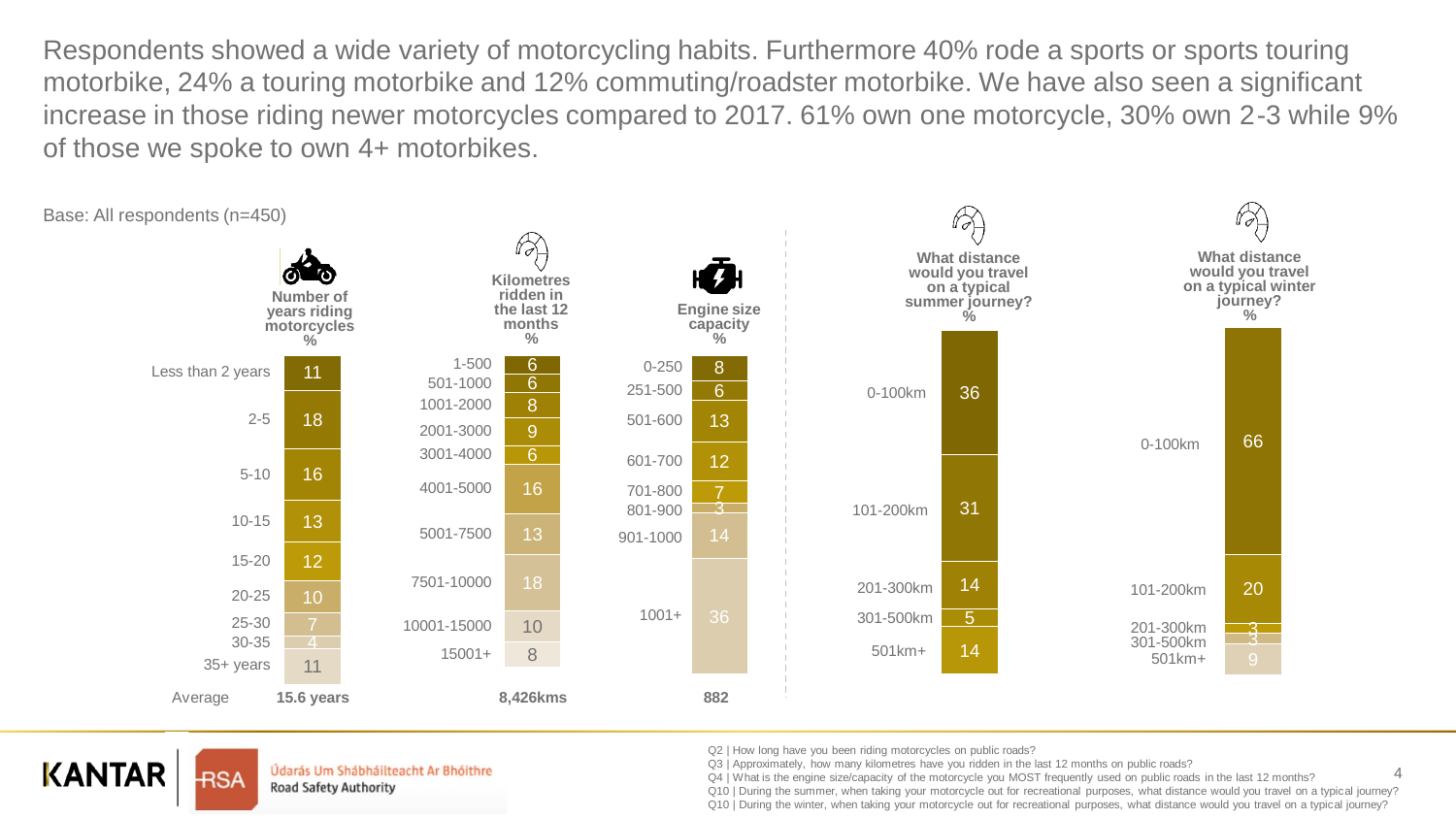Respondents showed a wide variety of motorcycling habits. Furthermore 40% rode a sports or sports touring motorbike, 24% a touring motorbike and 12% commuting/roadster motorbike. We have also seen a significant increase in those riding newer motorcycles compared to 2017. 61% own one motorcycle, 30% own 2-3 while 9% of those we spoke to own 4+ motorbikes.

Base: All respondents (n=450)

**Number of years riding motorcycles %**

| Years | % |
|---|---|
| Less than 2 years | 11 |
| 2-5 | 18 |
| 5-10 | 16 |
| 10-15 | 13 |
| 15-20 | 12 |
| 20-25 | 10 |
| 25-30 | 7 |
| 30-35 | 4 |
| 35+ years | 11 |
| Average | **15.6 years** |

**Kilometres ridden in the last 12 months %**

| Kilometres | % |
|---|---|
| 1-500 | 6 |
| 501-1000 | 6 |
| 1001-2000 | 8 |
| 2001-3000 | 9 |
| 3001-4000 | 6 |
| 4001-5000 | 16 |
| 5001-7500 | 13 |
| 7501-10000 | 18 |
| 10001-15000 | 10 |
| 15001+ | 8 |
| Average | **8,426kms** |

**Engine size capacity %**

| Engine size | % |
|---|---|
| 0-250 | 8 |
| 251-500 | 6 |
| 501-600 | 13 |
| 601-700 | 12 |
| 701-800 | 7 |
| 801-900 | 3 |
| 901-1000 | 14 |
| 1001+ | 36 |
| Average | **882** |

**What distance would you travel on a typical summer journey? %**

| Distance | % |
|---|---|
| 0-100km | 36 |
| 101-200km | 31 |
| 201-300km | 14 |
| 301-500km | 5 |
| 501km+ | 14 |

**What distance would you travel on a typical winter journey? %**

| Distance | % |
|---|---|
| 0-100km | 66 |
| 101-200km | 20 |
| 201-300km | 3 |
| 301-500km | 3 |
| 501km+ | 9 |

Q2 | How long have you been riding motorcycles on public roads?
Q3 | Approximately, how many kilometres have you ridden in the last 12 months on public roads?
Q4 | What is the engine size/capacity of the motorcycle you MOST frequently used on public roads in the last 12 months?
Q10 | During the summer, when taking your motorcycle out for recreational purposes, what distance would you travel on a typical journey?
Q10 | During the winter, when taking your motorcycle out for recreational purposes, what distance would you travel on a typical journey?

KANTAR | RSA Údarás Um Shábháilteacht Ar Bhóithre Road Safety Authority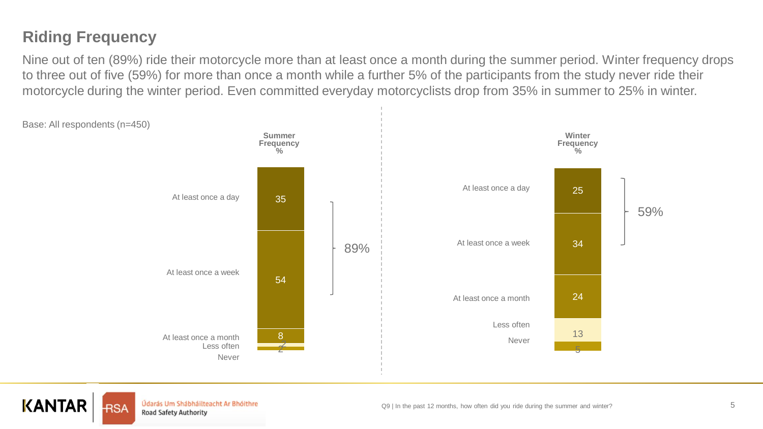## Riding Frequency

Nine out of ten (89%) ride their motorcycle more than at least once a month during the summer period. Winter frequency drops to three out of five (59%) for more than once a month while a further 5% of the participants from the study never ride their motorcycle during the winter period. Even committed everyday motorcyclists drop from 35% in summer to 25% in winter.

Base: All respondents (n=450)

| | Summer Frequency % | Winter Frequency % |
|---|---|---|
| At least once a day | 35 | 25 |
| At least once a week | 54 | 34 |
| At least once a month | 8 | 24 |
| Less often | 2 | 13 |
| Never | 2 | 5 |
| At least once a day / week (combined) | 89% | 59% |

Q9 | In the past 12 months, how often did you ride during the summer and winter?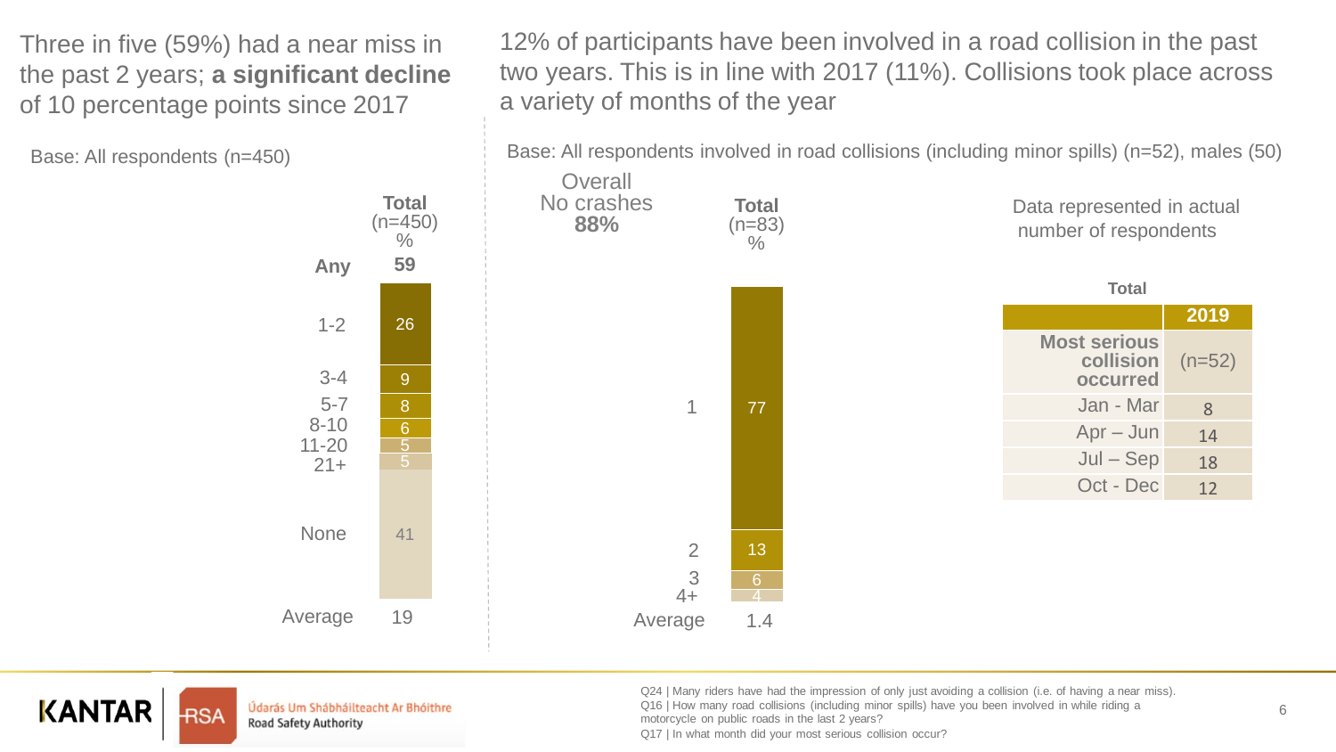Three in five (59%) had a near miss in the past 2 years; **a significant decline** of 10 percentage points since 2017

Base: All respondents (n=450)

| | **Total** (n=450) % |
|---|---|
| **Any** | **59** |
| 1-2 | 26 |
| 3-4 | 9 |
| 5-7 | 8 |
| 8-10 | 6 |
| 11-20 | 5 |
| 21+ | 5 |
| None | 41 |
| Average | 19 |

12% of participants have been involved in a road collision in the past two years. This is in line with 2017 (11%). Collisions took place across a variety of months of the year

Base: All respondents involved in road collisions (including minor spills) (n=52), males (50)

Overall No crashes **88%**

| | **Total** (n=83) % |
|---|---|
| 1 | 77 |
| 2 | 13 |
| 3 | 6 |
| 4+ | 4 |
| Average | 1.4 |

Data represented in actual number of respondents

**Total**

| **Most serious collision occurred** | **2019** (n=52) |
|---|---|
| Jan - Mar | 8 |
| Apr – Jun | 14 |
| Jul – Sep | 18 |
| Oct - Dec | 12 |

Q24 | Many riders have had the impression of only just avoiding a collision (i.e. of having a near miss).
Q16 | How many road collisions (including minor spills) have you been involved in while riding a motorcycle on public roads in the last 2 years?
Q17 | In what month did your most serious collision occur?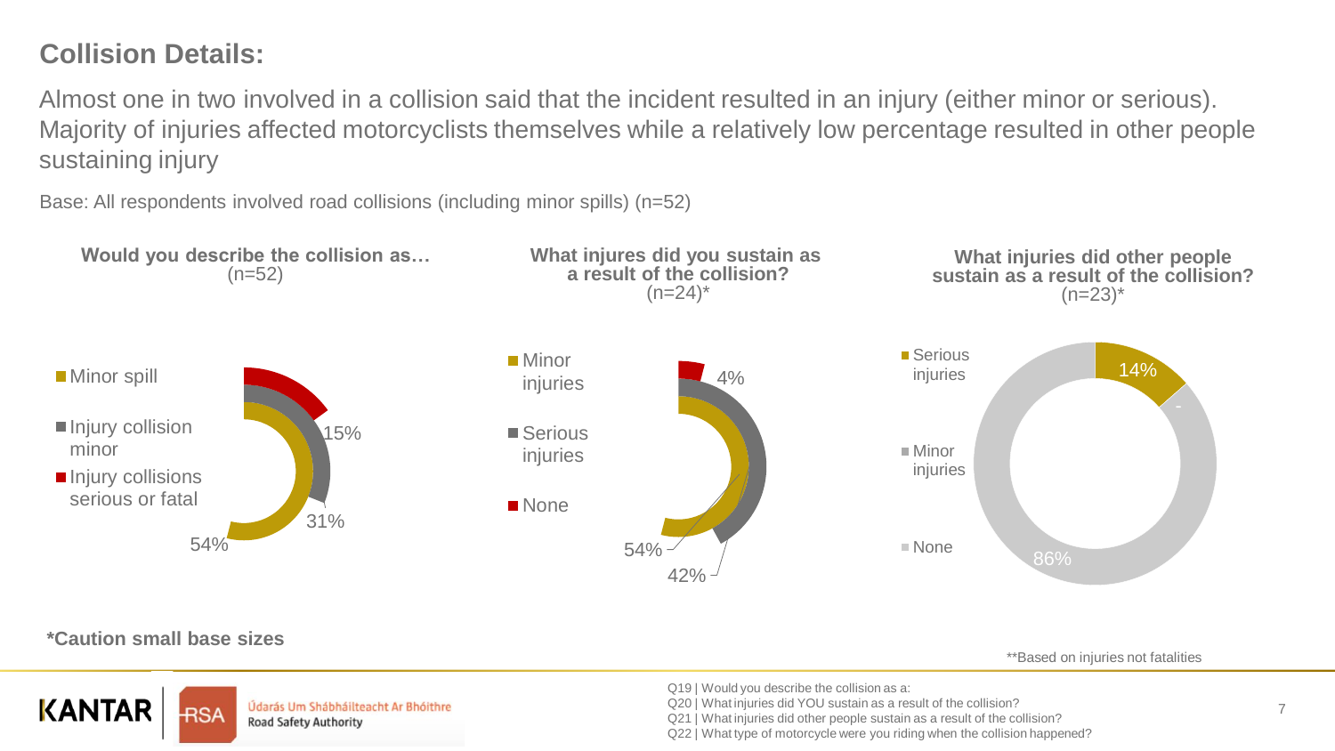## Collision Details:

Almost one in two involved in a collision said that the incident resulted in an injury (either minor or serious). Majority of injuries affected motorcyclists themselves while a relatively low percentage resulted in other people sustaining injury

Base: All respondents involved road collisions (including minor spills) (n=52)

**Would you describe the collision as…** (n=52)

| Response | % |
| --- | --- |
| Minor spill | 54% |
| Injury collision minor | 31% |
| Injury collisions serious or fatal | 15% |

**What injures did you sustain as a result of the collision?** (n=24)*

| Response | % |
| --- | --- |
| Minor injuries | 54% |
| Serious injuries | 42% |
| None | 4% |

**What injuries did other people sustain as a result of the collision?** (n=23)*

| Response | % |
| --- | --- |
| Serious injuries | 14% |
| Minor injuries | - |
| None | 86% |

**\*Caution small base sizes**

**Based on injuries not fatalities

Q19 | Would you describe the collision as a:
Q20 | What injuries did YOU sustain as a result of the collision?
Q21 | What injuries did other people sustain as a result of the collision?
Q22 | What type of motorcycle were you riding when the collision happened?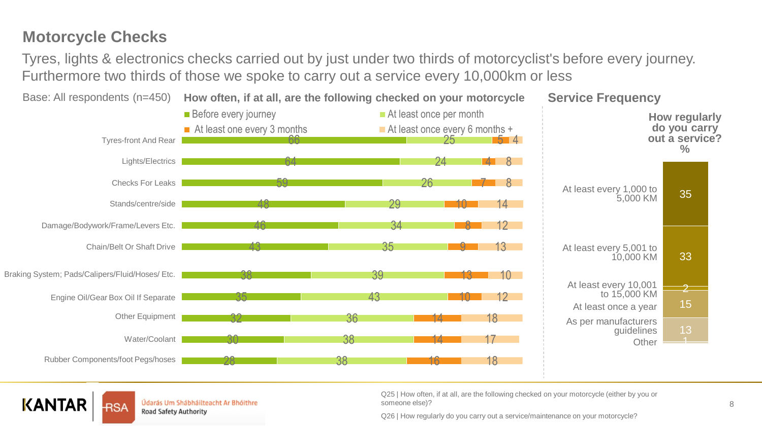## Motorcycle Checks

Tyres, lights & electronics checks carried out by just under two thirds of motorcyclist's before every journey. Furthermore two thirds of those we spoke to carry out a service every 10,000km or less

Base: All respondents (n=450)

**How often, if at all, are the following checked on your motorcycle**

| | Before every journey | At least once per month | At least one every 3 months | At least once every 6 months + |
|---|---|---|---|---|
| Tyres-front And Rear | 66 | 25 | 5 | 4 |
| Lights/Electrics | 64 | 24 | 4 | 8 |
| Checks For Leaks | 59 | 26 | 7 | 8 |
| Stands/centre/side | 48 | 29 | 10 | 14 |
| Damage/Bodywork/Frame/Levers Etc. | 46 | 34 | 8 | 12 |
| Chain/Belt Or Shaft Drive | 43 | 35 | 9 | 13 |
| Braking System; Pads/Calipers/Fluid/Hoses/ Etc. | 38 | 39 | 13 | 10 |
| Engine Oil/Gear Box Oil If Separate | 35 | 43 | 10 | 12 |
| Other Equipment | 32 | 36 | 14 | 18 |
| Water/Coolant | 30 | 38 | 14 | 17 |
| Rubber Components/foot Pegs/hoses | 28 | 38 | 16 | 18 |

**Service Frequency**

**How regularly do you carry out a service? %**

| | % |
|---|---|
| At least every 1,000 to 5,000 KM | 35 |
| At least every 5,001 to 10,000 KM | 33 |
| At least every 10,001 to 15,000 KM | 2 |
| At least once a year | 15 |
| As per manufacturers guidelines | 13 |
| Other | 1 |

Q25 | How often, if at all, are the following checked on your motorcycle (either by you or someone else)?

Q26 | How regularly do you carry out a service/maintenance on your motorcycle?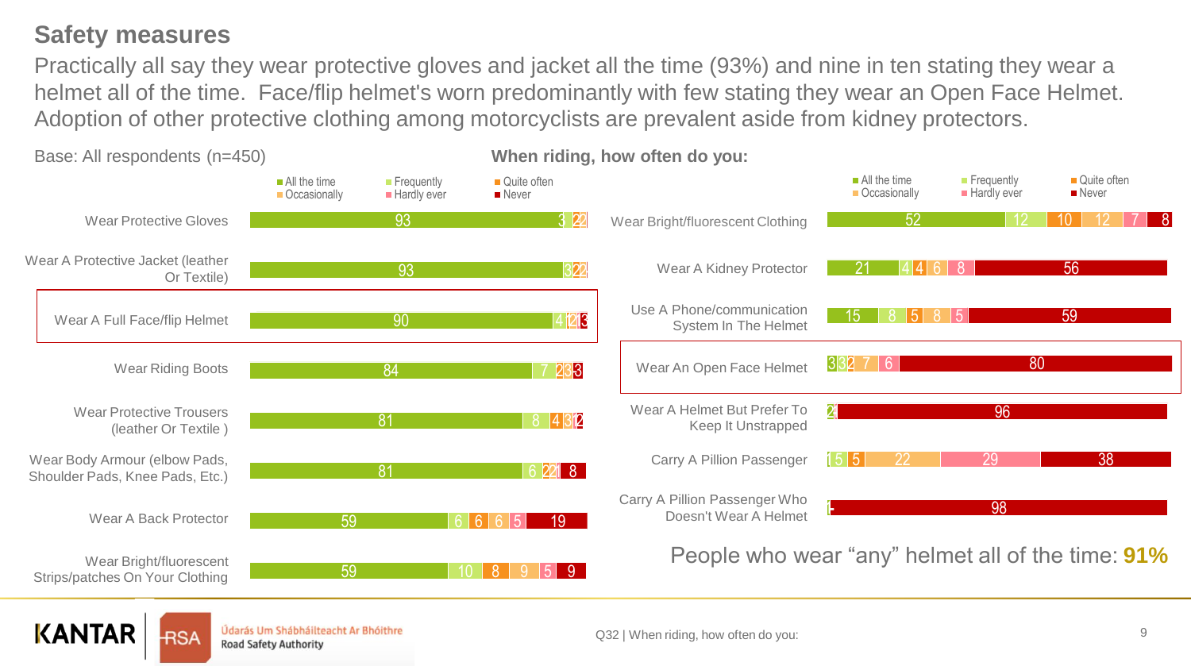## Safety measures

Practically all say they wear protective gloves and jacket all the time (93%) and nine in ten stating they wear a helmet all of the time. Face/flip helmet's worn predominantly with few stating they wear an Open Face Helmet. Adoption of other protective clothing among motorcyclists are prevalent aside from kidney protectors.

Base: All respondents (n=450)

**When riding, how often do you:**

| | All the time | Frequently | Quite often | Occasionally | Hardly ever | Never |
|---|---|---|---|---|---|---|
| Wear Protective Gloves | 93 | 3 | | 2 | 2 | |
| Wear A Protective Jacket (leather Or Textile) | 93 | 3 | | 2 | 2 | |
| Wear A Full Face/flip Helmet | 90 | 4 | 1 | 2 | 1 | 3 |
| Wear Riding Boots | 84 | 7 | 2 | 3 | | 3 |
| Wear Protective Trousers (leather Or Textile ) | 81 | 8 | 4 | 3 | 1 | 2 |
| Wear Body Armour (elbow Pads, Shoulder Pads, Knee Pads, Etc.) | 81 | 6 | 2 | 2 | 1 | 8 |
| Wear A Back Protector | 59 | 6 | 6 | 6 | 5 | 19 |
| Wear Bright/fluorescent Strips/patches On Your Clothing | 59 | 10 | 8 | 9 | 5 | 9 |
| Wear Bright/fluorescent Clothing | 52 | 12 | 10 | 12 | 7 | 8 |
| Wear A Kidney Protector | 21 | 4 | 4 | 6 | 8 | 56 |
| Use A Phone/communication System In The Helmet | 15 | 8 | 5 | 8 | 5 | 59 |
| Wear An Open Face Helmet | 3 | 3 | 2 | 7 | 6 | 80 |
| Wear A Helmet But Prefer To Keep It Unstrapped | 2 | 1 | | | | 96 |
| Carry A Pillion Passenger | 1 | 5 | 5 | 22 | 29 | 38 |
| Carry A Pillion Passenger Who Doesn't Wear A Helmet | 1 | | | | | 98 |

People who wear "any" helmet all of the time: **91%**

Q32 | When riding, how often do you: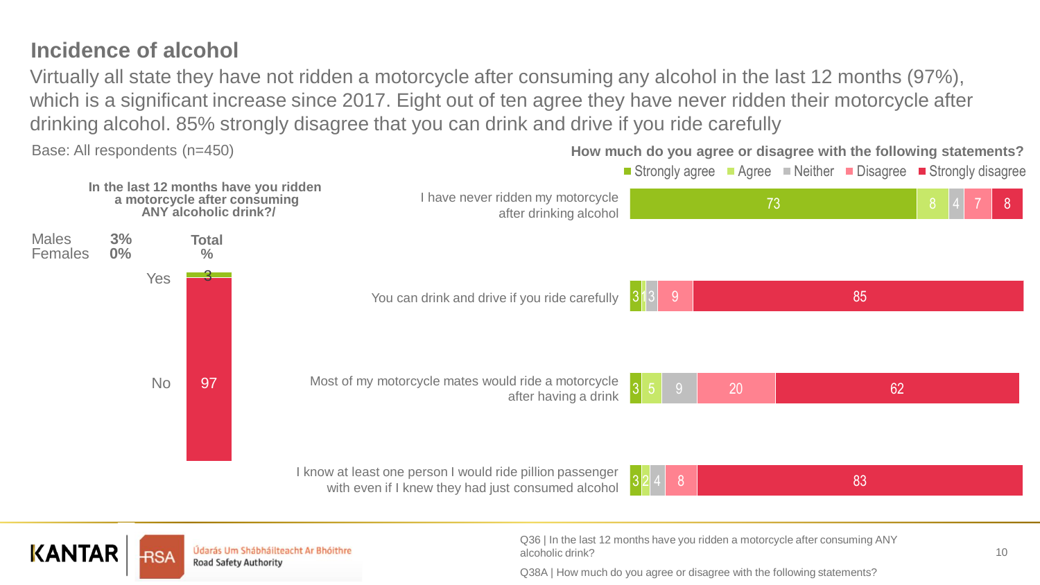## Incidence of alcohol

Virtually all state they have not ridden a motorcycle after consuming any alcohol in the last 12 months (97%), which is a significant increase since 2017. Eight out of ten agree they have never ridden their motorcycle after drinking alcohol. 85% strongly disagree that you can drink and drive if you ride carefully

Base: All respondents (n=450)

**In the last 12 months have you ridden a motorcycle after consuming ANY alcoholic drink?/**

| | Total % |
|---|---|
| Yes | 3 |
| No | 97 |

Males 3%
Females 0%

**How much do you agree or disagree with the following statements?**

| Statement | Strongly agree | Agree | Neither | Disagree | Strongly disagree |
|---|---|---|---|---|---|
| I have never ridden my motorcycle after drinking alcohol | 73 | 8 | 4 | 7 | 8 |
| You can drink and drive if you ride carefully | 3 | 1 | 3 | 9 | 85 |
| Most of my motorcycle mates would ride a motorcycle after having a drink | 3 | 5 | 9 | 20 | 62 |
| I know at least one person I would ride pillion passenger with even if I knew they had just consumed alcohol | 3 | 2 | 4 | 8 | 83 |

Q36 | In the last 12 months have you ridden a motorcycle after consuming ANY alcoholic drink?

Q38A | How much do you agree or disagree with the following statements?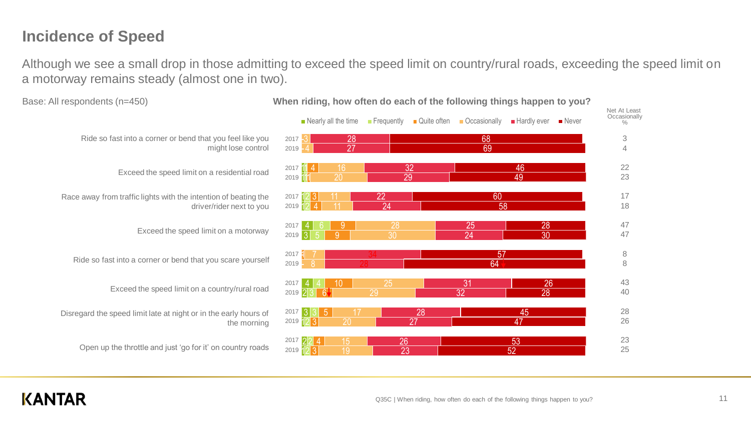## Incidence of Speed

Although we see a small drop in those admitting to exceed the speed limit on country/rural roads, exceeding the speed limit on a motorway remains steady (almost one in two).

Base: All respondents (n=450)

**When riding, how often do each of the following things happen to you?**

| | Year | Nearly all the time | Frequently | Quite often | Occasionally | Hardly ever | Never | Net At Least Occasionally % |
|---|---|---|---|---|---|---|---|---|
| Ride so fast into a corner or bend that you feel like you might lose control | 2017 | - | - | - | 3 | 28 | 68 | 3 |
| | 2019 | - | - | - | 4 | 27 | 69 | 4 |
| Exceed the speed limit on a residential road | 2017 | 1 | 1 | 4 | 16 | 32 | 46 | 22 |
| | 2019 | 1 | 1 | 1 | 20 | 29 | 49 | 23 |
| Race away from traffic lights with the intention of beating the driver/rider next to you | 2017 | 1 | 2 | 3 | 11 | 22 | 60 | 17 |
| | 2019 | 1 | 2 | 4 | 11 | 24 | 58 | 18 |
| Exceed the speed limit on a motorway | 2017 | 4 | 6 | 9 | 28 | 25 | 28 | 47 |
| | 2019 | 3 | 5 | 9 | 30 | 24 | 30 | 47 |
| Ride so fast into a corner or bend that you scare yourself | 2017 | - | - | 1 | 7 | 34 | 57 | 8 |
| | 2019 | - | - | - | 8 | 28 | 64 | 8 |
| Exceed the speed limit on a country/rural road | 2017 | 4 | 4 | 10 | 25 | 31 | 26 | 43 |
| | 2019 | 2 | 3 | 6 | 29 | 32 | 28 | 40 |
| Disregard the speed limit late at night or in the early hours of the morning | 2017 | 3 | 3 | 5 | 17 | 28 | 45 | 28 |
| | 2019 | 1 | 2 | 3 | 20 | 27 | 47 | 26 |
| Open up the throttle and just 'go for it' on country roads | 2017 | 2 | 2 | 4 | 15 | 26 | 53 | 23 |
| | 2019 | 1 | 2 | 3 | 19 | 23 | 52 | 25 |

Q35C | When riding, how often do each of the following things happen to you?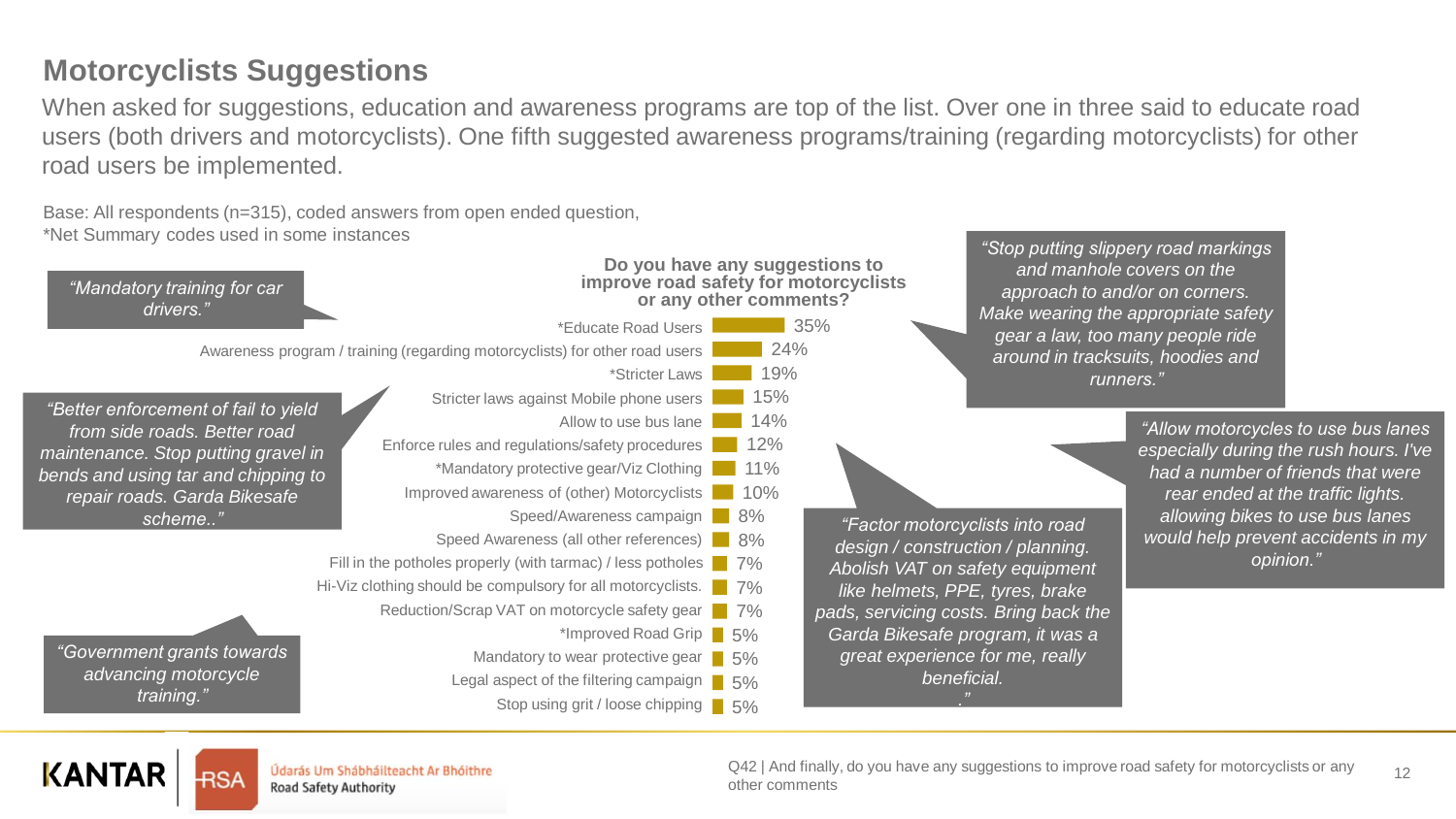## Motorcyclists Suggestions

When asked for suggestions, education and awareness programs are top of the list. Over one in three said to educate road users (both drivers and motorcyclists). One fifth suggested awareness programs/training (regarding motorcyclists) for other road users be implemented.

Base: All respondents (n=315), coded answers from open ended question,
*Net Summary codes used in some instances

**Do you have any suggestions to improve road safety for motorcyclists or any other comments?**

| Suggestion | % |
|---|---|
| *Educate Road Users | 35% |
| Awareness program / training (regarding motorcyclists) for other road users | 24% |
| *Stricter Laws | 19% |
| Stricter laws against Mobile phone users | 15% |
| Allow to use bus lane | 14% |
| Enforce rules and regulations/safety procedures | 12% |
| *Mandatory protective gear/Viz Clothing | 11% |
| Improved awareness of (other) Motorcyclists | 10% |
| Speed/Awareness campaign | 8% |
| Speed Awareness (all other references) | 8% |
| Fill in the potholes properly (with tarmac) / less potholes | 7% |
| Hi-Viz clothing should be compulsory for all motorcyclists. | 7% |
| Reduction/Scrap VAT on motorcycle safety gear | 7% |
| *Improved Road Grip | 5% |
| Mandatory to wear protective gear | 5% |
| Legal aspect of the filtering campaign | 5% |
| Stop using grit / loose chipping | 5% |

*"Mandatory training for car drivers."*

*"Better enforcement of fail to yield from side roads. Better road maintenance. Stop putting gravel in bends and using tar and chipping to repair roads. Garda Bikesafe scheme.."*

*"Government grants towards advancing motorcycle training."*

*"Stop putting slippery road markings and manhole covers on the approach to and/or on corners. Make wearing the appropriate safety gear a law, too many people ride around in tracksuits, hoodies and runners."*

*"Allow motorcycles to use bus lanes especially during the rush hours. I've had a number of friends that were rear ended at the traffic lights. allowing bikes to use bus lanes would help prevent accidents in my opinion."*

*"Factor motorcyclists into road design / construction / planning. Abolish VAT on safety equipment like helmets, PPE, tyres, brake pads, servicing costs. Bring back the Garda Bikesafe program, it was a great experience for me, really beneficial. ."*

Q42 | And finally, do you have any suggestions to improve road safety for motorcyclists or any other comments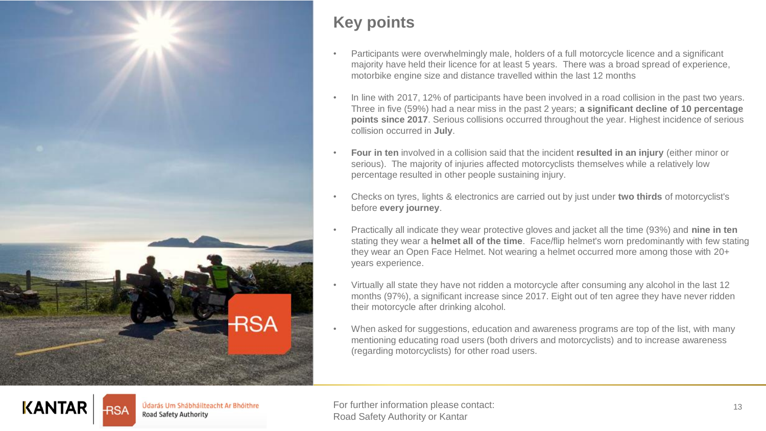## Key points

- Participants were overwhelmingly male, holders of a full motorcycle licence and a significant majority have held their licence for at least 5 years. There was a broad spread of experience, motorbike engine size and distance travelled within the last 12 months
- In line with 2017, 12% of participants have been involved in a road collision in the past two years. Three in five (59%) had a near miss in the past 2 years; **a significant decline of 10 percentage points since 2017**. Serious collisions occurred throughout the year. Highest incidence of serious collision occurred in **July**.
- **Four in ten** involved in a collision said that the incident **resulted in an injury** (either minor or serious). The majority of injuries affected motorcyclists themselves while a relatively low percentage resulted in other people sustaining injury.
- Checks on tyres, lights & electronics are carried out by just under **two thirds** of motorcyclist's before **every journey**.
- Practically all indicate they wear protective gloves and jacket all the time (93%) and **nine in ten** stating they wear a **helmet all of the time**. Face/flip helmet's worn predominantly with few stating they wear an Open Face Helmet. Not wearing a helmet occurred more among those with 20+ years experience.
- Virtually all state they have not ridden a motorcycle after consuming any alcohol in the last 12 months (97%), a significant increase since 2017. Eight out of ten agree they have never ridden their motorcycle after drinking alcohol.
- When asked for suggestions, education and awareness programs are top of the list, with many mentioning educating road users (both drivers and motorcyclists) and to increase awareness (regarding motorcyclists) for other road users.

For further information please contact:
Road Safety Authority or Kantar